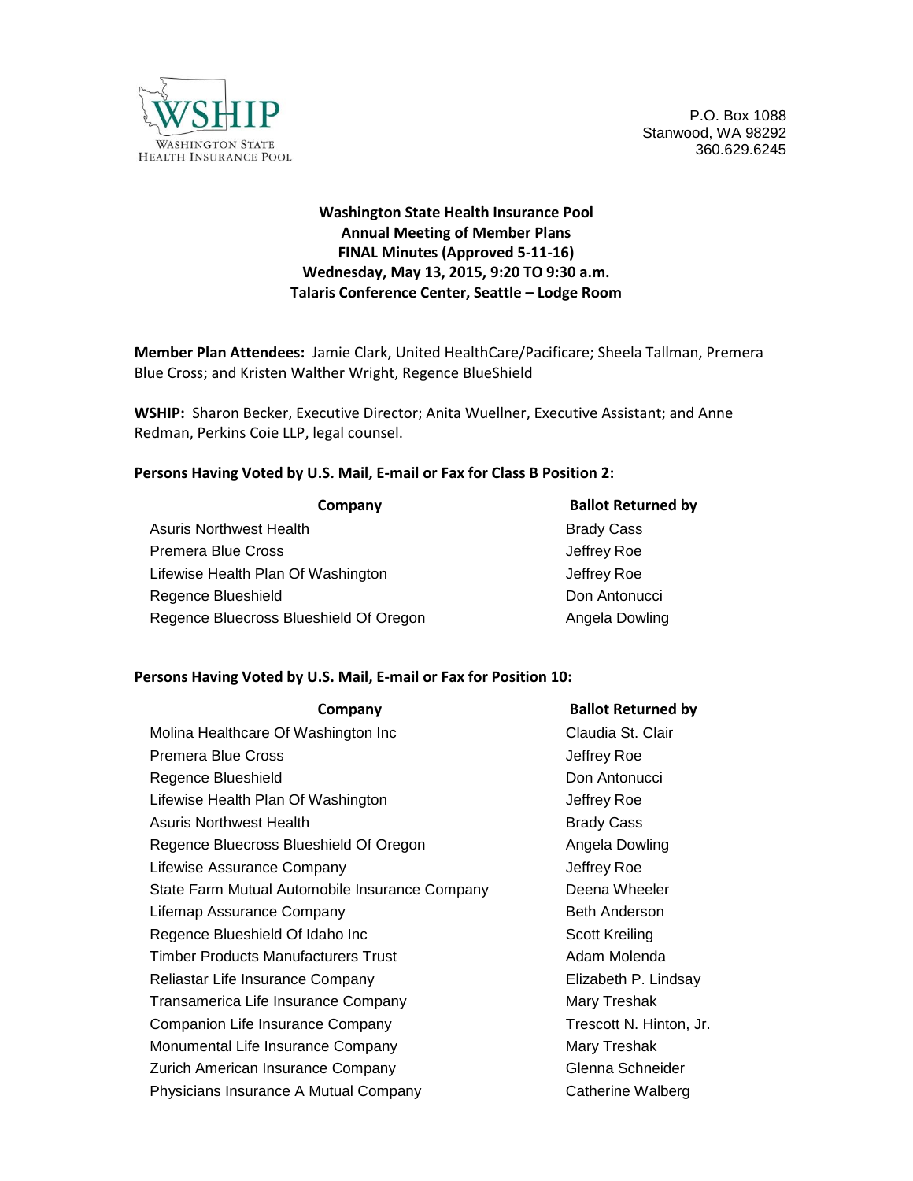WSHIP
WASHINGTON STATE
HEALTH INSURANCE POOL

P.O. Box 1088
Stanwood, WA 98292
360.629.6245

**Washington State Health Insurance Pool**
**Annual Meeting of Member Plans**
**FINAL Minutes (Approved 5-11-16)**
**Wednesday, May 13, 2015, 9:20 TO 9:30 a.m.**
**Talaris Conference Center, Seattle – Lodge Room**

**Member Plan Attendees:** Jamie Clark, United HealthCare/Pacificare; Sheela Tallman, Premera Blue Cross; and Kristen Walther Wright, Regence BlueShield

**WSHIP:** Sharon Becker, Executive Director; Anita Wuellner, Executive Assistant; and Anne Redman, Perkins Coie LLP, legal counsel.

**Persons Having Voted by U.S. Mail, E-mail or Fax for Class B Position 2:**

| Company | Ballot Returned by |
|---|---|
| Asuris Northwest Health | Brady Cass |
| Premera Blue Cross | Jeffrey Roe |
| Lifewise Health Plan Of Washington | Jeffrey Roe |
| Regence Blueshield | Don Antonucci |
| Regence Bluecross Blueshield Of Oregon | Angela Dowling |

**Persons Having Voted by U.S. Mail, E-mail or Fax for Position 10:**

| Company | Ballot Returned by |
|---|---|
| Molina Healthcare Of Washington Inc | Claudia St. Clair |
| Premera Blue Cross | Jeffrey Roe |
| Regence Blueshield | Don Antonucci |
| Lifewise Health Plan Of Washington | Jeffrey Roe |
| Asuris Northwest Health | Brady Cass |
| Regence Bluecross Blueshield Of Oregon | Angela Dowling |
| Lifewise Assurance Company | Jeffrey Roe |
| State Farm Mutual Automobile Insurance Company | Deena Wheeler |
| Lifemap Assurance Company | Beth Anderson |
| Regence Blueshield Of Idaho Inc | Scott Kreiling |
| Timber Products Manufacturers Trust | Adam Molenda |
| Reliastar Life Insurance Company | Elizabeth P. Lindsay |
| Transamerica Life Insurance Company | Mary Treshak |
| Companion Life Insurance Company | Trescott N. Hinton, Jr. |
| Monumental Life Insurance Company | Mary Treshak |
| Zurich American Insurance Company | Glenna Schneider |
| Physicians Insurance A Mutual Company | Catherine Walberg |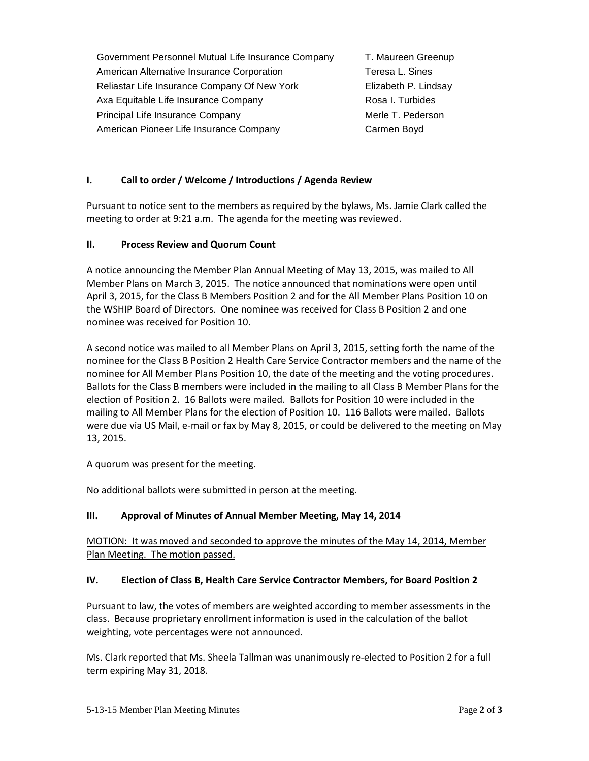| | |
|---|---|
| Government Personnel Mutual Life Insurance Company | T. Maureen Greenup |
| American Alternative Insurance Corporation | Teresa L. Sines |
| Reliastar Life Insurance Company Of New York | Elizabeth P. Lindsay |
| Axa Equitable Life Insurance Company | Rosa I. Turbides |
| Principal Life Insurance Company | Merle T. Pederson |
| American Pioneer Life Insurance Company | Carmen Boyd |

## I. Call to order / Welcome / Introductions / Agenda Review

Pursuant to notice sent to the members as required by the bylaws, Ms. Jamie Clark called the meeting to order at 9:21 a.m. The agenda for the meeting was reviewed.

## II. Process Review and Quorum Count

A notice announcing the Member Plan Annual Meeting of May 13, 2015, was mailed to All Member Plans on March 3, 2015. The notice announced that nominations were open until April 3, 2015, for the Class B Members Position 2 and for the All Member Plans Position 10 on the WSHIP Board of Directors. One nominee was received for Class B Position 2 and one nominee was received for Position 10.

A second notice was mailed to all Member Plans on April 3, 2015, setting forth the name of the nominee for the Class B Position 2 Health Care Service Contractor members and the name of the nominee for All Member Plans Position 10, the date of the meeting and the voting procedures. Ballots for the Class B members were included in the mailing to all Class B Member Plans for the election of Position 2. 16 Ballots were mailed. Ballots for Position 10 were included in the mailing to All Member Plans for the election of Position 10. 116 Ballots were mailed. Ballots were due via US Mail, e-mail or fax by May 8, 2015, or could be delivered to the meeting on May 13, 2015.

A quorum was present for the meeting.

No additional ballots were submitted in person at the meeting.

## III. Approval of Minutes of Annual Member Meeting, May 14, 2014

<u>MOTION: It was moved and seconded to approve the minutes of the May 14, 2014, Member Plan Meeting. The motion passed.</u>

## IV. Election of Class B, Health Care Service Contractor Members, for Board Position 2

Pursuant to law, the votes of members are weighted according to member assessments in the class. Because proprietary enrollment information is used in the calculation of the ballot weighting, vote percentages were not announced.

Ms. Clark reported that Ms. Sheela Tallman was unanimously re-elected to Position 2 for a full term expiring May 31, 2018.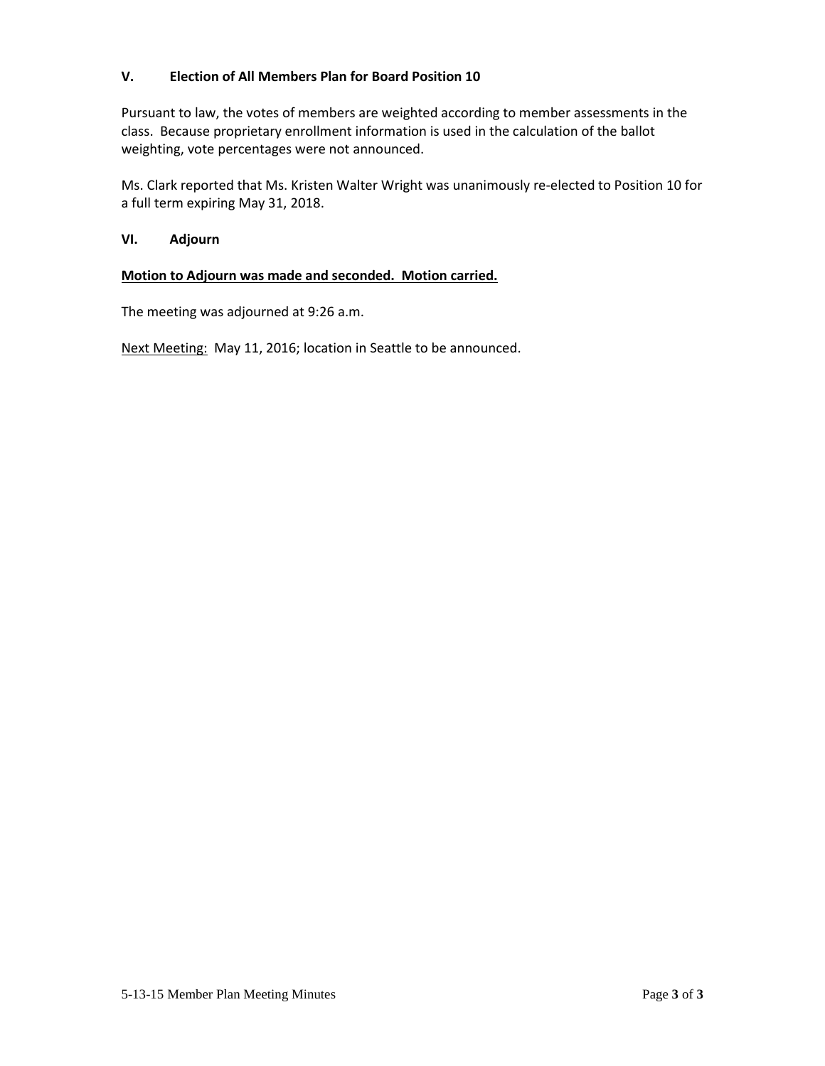### V. Election of All Members Plan for Board Position 10

Pursuant to law, the votes of members are weighted according to member assessments in the class. Because proprietary enrollment information is used in the calculation of the ballot weighting, vote percentages were not announced.

Ms. Clark reported that Ms. Kristen Walter Wright was unanimously re-elected to Position 10 for a full term expiring May 31, 2018.

### VI. Adjourn

**Motion to Adjourn was made and seconded. Motion carried.**

The meeting was adjourned at 9:26 a.m.

Next Meeting: May 11, 2016; location in Seattle to be announced.